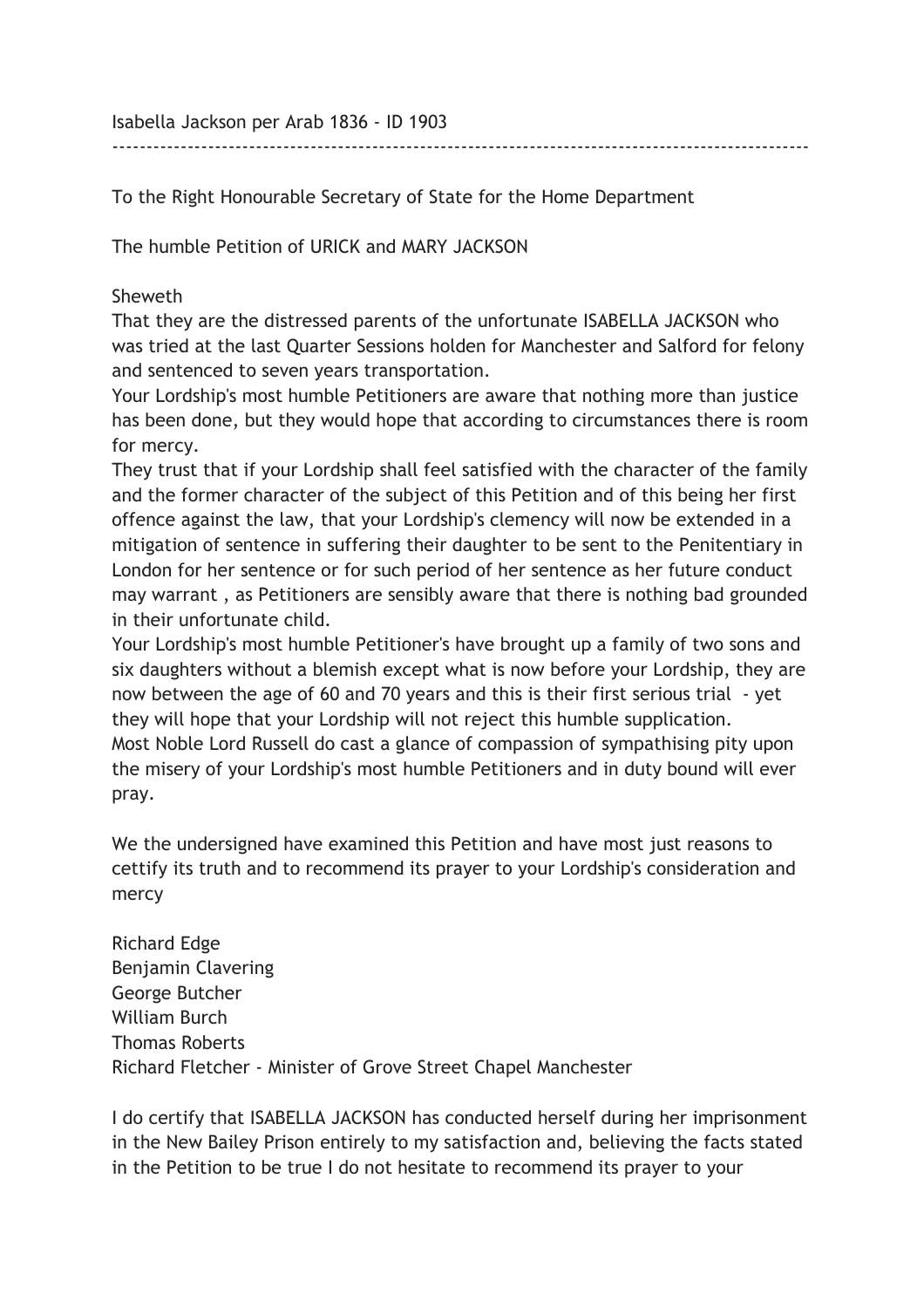Isabella Jackson per Arab 1836 - ID 1903

---

To the Right Honourable Secretary of State for the Home Department

The humble Petition of URICK and MARY JACKSON

Sheweth

That they are the distressed parents of the unfortunate ISABELLA JACKSON who was tried at the last Quarter Sessions holden for Manchester and Salford for felony and sentenced to seven years transportation.

Your Lordship's most humble Petitioners are aware that nothing more than justice has been done, but they would hope that according to circumstances there is room for mercy.

They trust that if your Lordship shall feel satisfied with the character of the family and the former character of the subject of this Petition and of this being her first offence against the law, that your Lordship's clemency will now be extended in a mitigation of sentence in suffering their daughter to be sent to the Penitentiary in London for her sentence or for such period of her sentence as her future conduct may warrant , as Petitioners are sensibly aware that there is nothing bad grounded in their unfortunate child.

Your Lordship's most humble Petitioner's have brought up a family of two sons and six daughters without a blemish except what is now before your Lordship, they are now between the age of 60 and 70 years and this is their first serious trial - yet they will hope that your Lordship will not reject this humble supplication.

Most Noble Lord Russell do cast a glance of compassion of sympathising pity upon the misery of your Lordship's most humble Petitioners and in duty bound will ever pray.

We the undersigned have examined this Petition and have most just reasons to cettify its truth and to recommend its prayer to your Lordship's consideration and mercy

Richard Edge
Benjamin Clavering
George Butcher
William Burch
Thomas Roberts
Richard Fletcher - Minister of Grove Street Chapel Manchester

I do certify that ISABELLA JACKSON has conducted herself during her imprisonment in the New Bailey Prison entirely to my satisfaction and, believing the facts stated in the Petition to be true I do not hesitate to recommend its prayer to your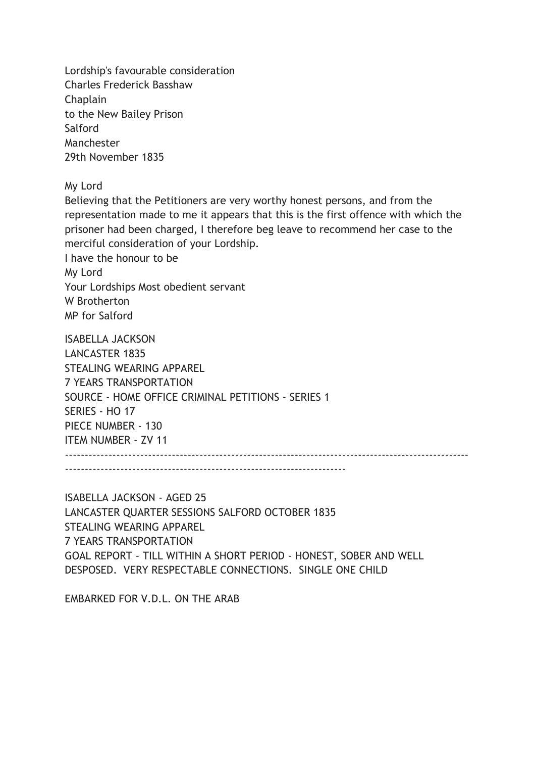Lordship's favourable consideration
Charles Frederick Basshaw
Chaplain
to the New Bailey Prison
Salford
Manchester
29th November 1835

My Lord
Believing that the Petitioners are very worthy honest persons, and from the representation made to me it appears that this is the first offence with which the prisoner had been charged, I therefore beg leave to recommend her case to the merciful consideration of your Lordship.
I have the honour to be
My Lord
Your Lordships Most obedient servant
W Brotherton
MP for Salford

ISABELLA JACKSON
LANCASTER 1835
STEALING WEARING APPAREL
7 YEARS TRANSPORTATION
SOURCE - HOME OFFICE CRIMINAL PETITIONS - SERIES 1
SERIES - HO 17
PIECE NUMBER - 130
ITEM NUMBER - ZV 11

---

ISABELLA JACKSON - AGED 25
LANCASTER QUARTER SESSIONS SALFORD OCTOBER 1835
STEALING WEARING APPAREL
7 YEARS TRANSPORTATION
GOAL REPORT - TILL WITHIN A SHORT PERIOD - HONEST, SOBER AND WELL DESPOSED. VERY RESPECTABLE CONNECTIONS. SINGLE ONE CHILD

EMBARKED FOR V.D.L. ON THE ARAB